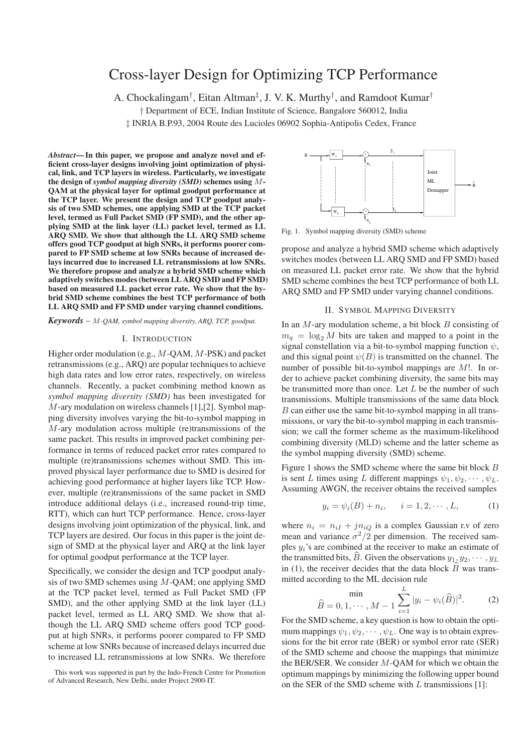# Cross-layer Design for Optimizing TCP Performance

A. Chockalingam†, Eitan Altman‡, J. V. K. Murthy†, and Ramdoot Kumar†

† Department of ECE, Indian Institute of Science, Bangalore 560012, India

‡ INRIA B.P.93, 2004 Route des Lucioles 06902 Sophia-Antipolis Cedex, France

***Abstract*— In this paper, we propose and analyze novel and efficient cross-layer designs involving joint optimization of physical, link, and TCP layers in wireless. Particularly, we investigate the design of *symbol mapping diversity (SMD)* schemes using $M$-QAM at the physical layer for optimal goodput performance at the TCP layer. We present the design and TCP goodput analysis of two SMD schemes, one applying SMD at the TCP packet level, termed as Full Packet SMD (FP SMD), and the other applying SMD at the link layer (LL) packet level, termed as LL ARQ SMD. We show that although the LL ARQ SMD scheme offers good TCP goodput at high SNRs, it performs poorer compared to FP SMD scheme at low SNRs because of increased delays incurred due to increased LL retransmissions at low SNRs. We therefore propose and analyze a hybrid SMD scheme which adaptively switches modes (between LL ARQ SMD and FP SMD) based on measured LL packet error rate. We show that the hybrid SMD scheme combines the best TCP performance of both LL ARQ SMD and FP SMD under varying channel conditions.**

***Keywords*** – *$M$-QAM, symbol mapping diversity, ARQ, TCP, goodput.*

## I. Introduction

Higher order modulation (e.g., $M$-QAM, $M$-PSK) and packet retransmissions (e.g., ARQ) are popular techniques to achieve high data rates and low error rates, respectively, on wireless channels. Recently, a packet combining method known as *symbol mapping diversity (SMD)* has been investigated for $M$-ary modulation on wireless channels [1],[2]. Symbol mapping diversity involves varying the bit-to-symbol mapping in $M$-ary modulation across multiple (re)transmissions of the same packet. This results in improved packet combining performance in terms of reduced packet error rates compared to multiple (re)transmissions schemes without SMD. This improved physical layer performance due to SMD is desired for achieving good performance at higher layers like TCP. However, multiple (re)transmissions of the same packet in SMD introduce additional delays (i.e., increased round-trip time, RTT), which can hurt TCP performance. Hence, cross-layer designs involving joint optimization of the physical, link, and TCP layers are desired. Our focus in this paper is the joint design of SMD at the physical layer and ARQ at the link layer for optimal goodput performance at the TCP layer.

Specifically, we consider the design and TCP goodput analysis of two SMD schemes using $M$-QAM; one applying SMD at the TCP packet level, termed as Full Packet SMD (FP SMD), and the other applying SMD at the link layer (LL) packet level, termed as LL ARQ SMD. We show that although the LL ARQ SMD scheme offers good TCP goodput at high SNRs, it performs poorer compared to FP SMD scheme at low SNRs because of increased delays incurred due to increased LL retransmissions at low SNRs. We therefore propose and analyze a hybrid SMD scheme which adaptively switches modes (between LL ARQ SMD and FP SMD) based on measured LL packet error rate. We show that the hybrid SMD scheme combines the best TCP performance of both LL ARQ SMD and FP SMD under varying channel conditions.

This work was supported in part by the Indo-French Centre for Promotion of Advanced Research, New Delhi, under Project 2900-IT.

Fig. 1. Symbol mapping diversity (SMD) scheme

## II. Symbol Mapping Diversity

In an $M$-ary modulation scheme, a bit block $B$ consisting of $m_q = \log_2 M$ bits are taken and mapped to a point in the signal constellation via a bit-to-symbol mapping function $\psi$, and this signal point $\psi(B)$ is transmitted on the channel. The number of possible bit-to-symbol mappings are $M!$. In order to achieve packet combining diversity, the same bits may be transmitted more than once. Let $L$ be the number of such transmissions. Multiple transmissions of the same data block $B$ can either use the same bit-to-symbol mapping in all transmissions, or vary the bit-to-symbol mapping in each transmission; we call the former scheme as the maximum-likelihood combining diversity (MLD) scheme and the latter scheme as the symbol mapping diversity (SMD) scheme.

Figure 1 shows the SMD scheme where the same bit block $B$ is sent $L$ times using $L$ different mappings $\psi_1, \psi_2, \cdots, \psi_L$. Assuming AWGN, the receiver obtains the received samples

$$y_i = \psi_i(B) + n_i, \quad i = 1, 2, \cdots, L, \tag{1}$$

where $n_i = n_{iI} + jn_{iQ}$ is a complex Gaussian r.v of zero mean and variance $\sigma^2/2$ per dimension. The received samples $y_i$'s are combined at the receiver to make an estimate of the transmitted bits, $\widehat{B}$. Given the observations $y_1, y_2, \cdots, y_L$ in (1), the receiver decides that the data block $\widehat{B}$ was transmitted according to the ML decision rule

$$\min_{\widehat{B} = 0, 1, \cdots, M-1} \sum_{i=1}^{L} |y_i - \psi_i(\widehat{B})|^2. \tag{2}$$

For the SMD scheme, a key question is how to obtain the optimum mappings $\psi_1, \psi_2, \cdots, \psi_L$. One way is to obtain expressions for the bit error rate (BER) or symbol error rate (SER) of the SMD scheme and choose the mappings that minimize the BER/SER. We consider $M$-QAM for which we obtain the optimum mappings by minimizing the following upper bound on the SER of the SMD scheme with $L$ transmissions [1]: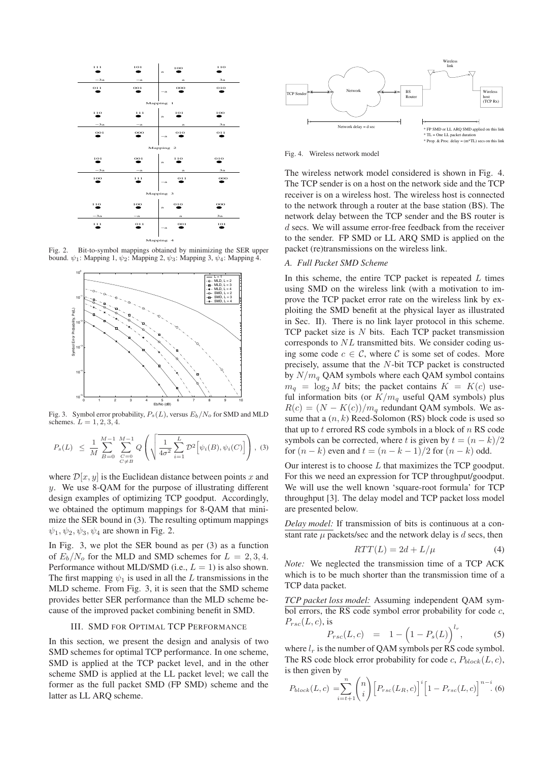Fig. 2. Bit-to-symbol mappings obtained by minimizing the SER upper bound. $\psi_1$: Mapping 1, $\psi_2$: Mapping 2, $\psi_3$: Mapping 3, $\psi_4$: Mapping 4.

Fig. 3. Symbol error probability, $P_s(L)$, versus $E_b/N_o$ for SMD and MLD schemes. $L = 1, 2, 3, 4$.

$$P_s(L) \;\leq\; \frac{1}{M}\sum_{B=0}^{M-1}\sum_{\substack{C=0\\C\neq B}}^{M-1} Q\left(\sqrt{\frac{1}{4\sigma^2}\sum_{i=1}^{L}\mathcal{D}^2\Big[\psi_i(B),\psi_i(C)\Big]}\right), \quad (3)$$

where $\mathcal{D}[x, y]$ is the Euclidean distance between points $x$ and $y$. We use 8-QAM for the purpose of illustrating different design examples of optimizing TCP goodput. Accordingly, we obtained the optimum mappings for 8-QAM that minimize the SER bound in (3). The resulting optimum mappings $\psi_1, \psi_2, \psi_3, \psi_4$ are shown in Fig. 2.

In Fig. 3, we plot the SER bound as per (3) as a function of $E_b/N_o$ for the MLD and SMD schemes for $L = 2, 3, 4$. Performance without MLD/SMD (i.e., $L = 1$) is also shown. The first mapping $\psi_1$ is used in all the $L$ transmissions in the MLD scheme. From Fig. 3, it is seen that the SMD scheme provides better SER performance than the MLD scheme because of the improved packet combining benefit in SMD.

## III. SMD for Optimal TCP Performance

In this section, we present the design and analysis of two SMD schemes for optimal TCP performance. In one scheme, SMD is applied at the TCP packet level, and in the other scheme SMD is applied at the LL packet level; we call the former as the full packet SMD (FP SMD) scheme and the latter as LL ARQ scheme.

Fig. 4. Wireless network model

The wireless network model considered is shown in Fig. 4. The TCP sender is on a host on the network side and the TCP receiver is on a wireless host. The wireless host is connected to the network through a router at the base station (BS). The network delay between the TCP sender and the BS router is $d$ secs. We will assume error-free feedback from the receiver to the sender. FP SMD or LL ARQ SMD is applied on the packet (re)transmissions on the wireless link.

### A. Full Packet SMD Scheme

In this scheme, the entire TCP packet is repeated $L$ times using SMD on the wireless link (with a motivation to improve the TCP packet error rate on the wireless link by exploiting the SMD benefit at the physical layer as illustrated in Sec. II). There is no link layer protocol in this scheme. TCP packet size is $N$ bits. Each TCP packet transmission corresponds to $NL$ transmitted bits. We consider coding using some code $c \in \mathcal{C}$, where $\mathcal{C}$ is some set of codes. More precisely, assume that the $N$-bit TCP packet is constructed by $N/m_q$ QAM symbols where each QAM symbol contains $m_q = \log_2 M$ bits; the packet contains $K = K(c)$ useful information bits (or $K/m_q$ useful QAM symbols) plus $R(c) = (N - K(c))/m_q$ redundant QAM symbols. We assume that a $(n, k)$ Reed-Solomon (RS) block code is used so that up to $t$ errored RS code symbols in a block of $n$ RS code symbols can be corrected, where $t$ is given by $t = (n-k)/2$ for $(n-k)$ even and $t = (n-k-1)/2$ for $(n-k)$ odd.

Our interest is to choose $L$ that maximizes the TCP goodput. For this we need an expression for TCP throughput/goodput. We will use the well known 'square-root formula' for TCP throughput [3]. The delay model and TCP packet loss model are presented below.

*Delay model:* If transmission of bits is continuous at a constant rate $\mu$ packets/sec and the network delay is $d$ secs, then

$$RTT(L) = 2d + L/\mu \quad (4)$$

*Note:* We neglected the transmission time of a TCP ACK which is to be much shorter than the transmission time of a TCP data packet.

*TCP packet loss model:* Assuming independent QAM symbol errors, the RS code symbol error probability for code $c$, $P_{rsc}(L, c)$, is

$$P_{rsc}(L, c) \;\;=\;\; 1 - \Big(1 - P_s(L)\Big)^{l_r}, \quad (5)$$

where $l_r$ is the number of QAM symbols per RS code symbol. The RS code block error probability for code $c$, $P_{block}(L, c)$, is then given by

$$P_{block}(L, c) = \sum_{i=t+1}^{n}\binom{n}{i}\Big[P_{rsc}(L_R, c)\Big]^i\Big[1 - P_{rsc}(L, c)\Big]^{n-i}. \quad (6)$$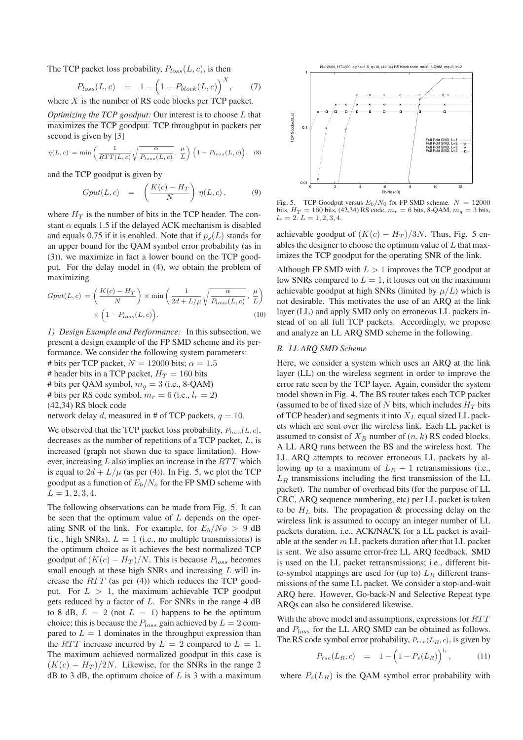The TCP packet loss probability, $P_{loss}(L,c)$, is then

$$P_{loss}(L,c) \;=\; 1-\Big(1-P_{block}(L,c)\Big)^{X}, \qquad (7)$$

where $X$ is the number of RS code blocks per TCP packet.

*Optimizing the TCP goodput:* Our interest is to choose $L$ that maximizes the TCP goodput. TCP throughput in packets per second is given by [3]

$$\eta(L,c) \;=\; \min\left(\frac{1}{RTT(L,c)}\sqrt{\frac{\alpha}{P_{loss}(L,c)}},\ \frac{\mu}{L}\right)\Big(1-P_{loss}(L,c)\Big), \quad (8)$$

and the TCP goodput is given by

$$Gput(L,c) \;=\; \left(\frac{K(c)-H_T}{N}\right)\eta(L,c), \qquad (9)$$

where $H_T$ is the number of bits in the TCP header. The constant $\alpha$ equals 1.5 if the delayed ACK mechanism is disabled and equals 0.75 if it is enabled. Note that if $p_s(L)$ stands for an upper bound for the QAM symbol error probability (as in (3)), we maximize in fact a lower bound on the TCP goodput. For the delay model in (4), we obtain the problem of maximizing

$$Gput(L,c) = \left(\frac{K(c)-H_T}{N}\right)\times\min\left(\frac{1}{2d+L/\mu}\sqrt{\frac{\alpha}{P_{loss}(L,c)}},\ \frac{\mu}{L}\right)\times\Big(1-P_{loss}(L,c)\Big). \qquad (10)$$

*1) Design Example and Performance:* In this subsection, we present a design example of the FP SMD scheme and its performance. We consider the following system parameters:
\# bits per TCP packet, $N = 12000$ bits; $\alpha = 1.5$
\# header bits in a TCP packet, $H_T = 160$ bits
\# bits per QAM symbol, $m_q = 3$ (i.e., 8-QAM)
\# bits per RS code symbol, $m_r = 6$ (i.e., $l_r = 2$)
(42,34) RS block code
network delay $d$, measured in # of TCP packets, $q = 10$.

We observed that the TCP packet loss probability, $P_{loss}(L,c)$, decreases as the number of repetitions of a TCP packet, $L$, is increased (graph not shown due to space limitation). However, increasing $L$ also implies an increase in the $RTT$ which is equal to $2d + L/\mu$ (as per (4)). In Fig. 5, we plot the TCP goodput as a function of $E_b/N_o$ for the FP SMD scheme with $L = 1, 2, 3, 4$.

The following observations can be made from Fig. 5. It can be seen that the optimum value of $L$ depends on the operating SNR of the link. For example, for $E_b/No > 9$ dB (i.e., high SNRs), $L = 1$ (i.e., no multiple transmissions) is the optimum choice as it achieves the best normalized TCP goodput of $(K(c) - H_T)/N$. This is because $P_{loss}$ becomes small enough at these high SNRs and increasing $L$ will increase the $RTT$ (as per (4)) which reduces the TCP goodput. For $L > 1$, the maximum achievable TCP goodput gets reduced by a factor of $L$. For SNRs in the range 4 dB to 8 dB, $L = 2$ (not $L = 1$) happens to be the optimum choice; this is because the $P_{loss}$ gain achieved by $L = 2$ compared to $L = 1$ dominates in the throughput expression than the $RTT$ increase incurred by $L = 2$ compared to $L = 1$. The maximum achieved normalized goodput in this case is $(K(c) - H_T)/2N$. Likewise, for the SNRs in the range 2 dB to 3 dB, the optimum choice of $L$ is 3 with a maximum achievable goodput of $(K(c) - H_T)/3N$. Thus, Fig. 5 enables the designer to choose the optimum value of $L$ that maximizes the TCP goodput for the operating SNR of the link.

Fig. 5. TCP Goodput versus $E_b/N_0$ for FP SMD scheme. $N = 12000$ bits, $H_T = 160$ bits, (42,34) RS code, $m_r = 6$ bits, 8-QAM, $m_q = 3$ bits, $l_r = 2$. $L = 1, 2, 3, 4$.

Although FP SMD with $L > 1$ improves the TCP goodput at low SNRs compared to $L = 1$, it looses out on the maximum achievable goodput at high SNRs (limited by $\mu/L$) which is not desirable. This motivates the use of an ARQ at the link layer (LL) and apply SMD only on erroneous LL packets instead of on all full TCP packets. Accordingly, we propose and analyze an LL ARQ SMD scheme in the following.

### *B. LL ARQ SMD Scheme*

Here, we consider a system which uses an ARQ at the link layer (LL) on the wireless segment in order to improve the error rate seen by the TCP layer. Again, consider the system model shown in Fig. 4. The BS router takes each TCP packet (assumed to be of fixed size of $N$ bits, which includes $H_T$ bits of TCP header) and segments it into $X_L$ equal sized LL packets which are sent over the wireless link. Each LL packet is assumed to consist of $X_B$ number of $(n, k)$ RS coded blocks. A LL ARQ runs between the BS and the wireless host. The LL ARQ attempts to recover erroneous LL packets by allowing up to a maximum of $L_R - 1$ retransmissions (i.e., $L_R$ transmissions including the first transmission of the LL packet). The number of overhead bits (for the purpose of LL CRC, ARQ sequence numbering, etc) per LL packet is taken to be $H_L$ bits. The propagation & processing delay on the wireless link is assumed to occupy an integer number of LL packets duration, i.e., ACK/NACK for a LL packet is available at the sender $m$ LL packets duration after that LL packet is sent. We also assume error-free LL ARQ feedback. SMD is used on the LL packet retransmissions; i.e., different bit-to-symbol mappings are used for (up to) $L_R$ different transmissions of the same LL packet. We consider a stop-and-wait ARQ here. However, Go-back-N and Selective Repeat type ARQs can also be considered likewise.

With the above model and assumptions, expressions for $RTT$ and $P_{loss}$ for the LL ARQ SMD can be obtained as follows. The RS code symbol error probability, $P_{rsc}(L_R, c)$, is given by

$$P_{rsc}(L_R,c) \;=\; 1-\Big(1-P_s(L_R)\Big)^{l_r}, \qquad (11)$$

where $P_s(L_R)$ is the QAM symbol error probability with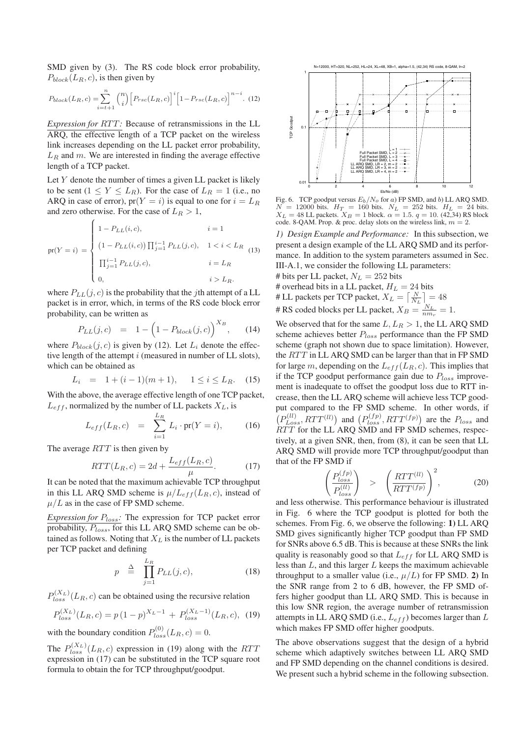SMD given by (3). The RS code block error probability, $P_{block}(L_R, c)$, is then given by

$$P_{block}(L_R, c) = \sum_{i=t+1}^{n} \binom{n}{i} \Big[P_{rsc}(L_R, c)\Big]^i \Big[1 - P_{rsc}(L_R, c)\Big]^{n-i}. \quad (12)$$

*Expression for $RTT$:* Because of retransmissions in the LL ARQ, the effective length of a TCP packet on the wireless link increases depending on the LL packet error probability, $L_R$ and $m$. We are interested in finding the average effective length of a TCP packet.

Let $Y$ denote the number of times a given LL packet is likely to be sent ($1 \leq Y \leq L_R$). For the case of $L_R = 1$ (i.e., no ARQ in case of error), $\text{pr}(Y = i)$ is equal to one for $i = L_R$ and zero otherwise. For the case of $L_R > 1$,

$$\text{pr}(Y = i) = \begin{cases} 1 - P_{LL}(i, c), & i = 1 \\ \big(1 - P_{LL}(i, c)\big) \prod_{j=1}^{i-1} P_{LL}(j, c), & 1 < i < L_R \\ \prod_{j=1}^{i-1} P_{LL}(j, c), & i = L_R \\ 0, & i > L_R. \end{cases} \quad (13)$$

where $P_{LL}(j, c)$ is the probability that the $j$th attempt of a LL packet is in error, which, in terms of the RS code block error probability, can be written as

$$P_{LL}(j, c) = 1 - \Big(1 - P_{block}(j, c)\Big)^{X_B}, \quad (14)$$

where $P_{block}(j, c)$ is given by (12). Let $L_i$ denote the effective length of the attempt $i$ (measured in number of LL slots), which can be obtained as

$$L_i = 1 + (i - 1)(m + 1), \quad 1 \leq i \leq L_R. \quad (15)$$

With the above, the average effective length of one TCP packet, $L_{eff}$, normalized by the number of LL packets $X_L$, is

$$L_{eff}(L_R, c) = \sum_{i=1}^{L_R} L_i \cdot \text{pr}(Y = i), \quad (16)$$

The average $RTT$ is then given by

$$RTT(L_R, c) = 2d + \frac{L_{eff}(L_R, c)}{\mu}. \quad (17)$$

It can be noted that the maximum achievable TCP throughput in this LL ARQ SMD scheme is $\mu / L_{eff}(L_R, c)$, instead of $\mu / L$ as in the case of FP SMD scheme.

*Expression for $P_{loss}$:* The expression for TCP packet error probability, $P_{loss}$, for this LL ARQ SMD scheme can be obtained as follows. Noting that $X_L$ is the number of LL packets per TCP packet and defining

$$p \;\stackrel{\Delta}{=}\; \prod_{j=1}^{L_R} P_{LL}(j, c), \quad (18)$$

$P_{loss}^{(X_L)}(L_R, c)$ can be obtained using the recursive relation

$$P_{loss}^{(X_L)}(L_R, c) = p\,(1 - p)^{X_L - 1} + P_{loss}^{(X_L - 1)}(L_R, c), \quad (19)$$

with the boundary condition $P_{loss}^{(0)}(L_R, c) = 0$.

The $P_{loss}^{(X_L)}(L_R, c)$ expression in (19) along with the $RTT$ expression in (17) can be substituted in the TCP square root formula to obtain the for TCP throughput/goodput.

Fig. 6. TCP goodput versus $E_b/N_o$ for *a*) FP SMD, and *b*) LL ARQ SMD. $N = 12000$ bits. $H_T = 160$ bits. $N_L = 252$ bits. $H_L = 24$ bits. $X_L = 48$ LL packets. $X_B = 1$ block. $\alpha = 1.5$. $q = 10$. (42,34) RS block code. 8-QAM. Prop. & proc. delay slots on the wireless link, $m = 2$.

*1) Design Example and Performance:* In this subsection, we present a design example of the LL ARQ SMD and its performance. In addition to the system parameters assumed in Sec. III-A.1, we consider the following LL parameters:

\# bits per LL packet, $N_L = 252$ bits
\# overhead bits in a LL packet, $H_L = 24$ bits
\# LL packets per TCP packet, $X_L = \left\lceil \frac{N}{N_L} \right\rceil = 48$
\# RS coded blocks per LL packet, $X_B = \frac{N_L}{n m_r} = 1$.

We observed that for the same $L, L_R > 1$, the LL ARQ SMD scheme achieves better $P_{loss}$ performance than the FP SMD scheme (graph not shown due to space limitation). However, the $RTT$ in LL ARQ SMD can be larger than that in FP SMD for large $m$, depending on the $L_{eff}(L_R, c)$. This implies that if the TCP goodput performance gain due to $P_{loss}$ improvement is inadequate to offset the goodput loss due to RTT increase, then the LL ARQ scheme will achieve less TCP goodput compared to the FP SMD scheme. In other words, if $\left(P_{Loss}^{(ll)}, RTT^{(ll)}\right)$ and $\left(P_{loss}^{(fp)}, RTT^{(fp)}\right)$ are the $P_{loss}$ and $RTT$ for the LL ARQ SMD and FP SMD schemes, respectively, at a given SNR, then, from (8), it can be seen that LL ARQ SMD will provide more TCP throughput/goodput than that of the FP SMD if

$$\left(\frac{P_{loss}^{(fp)}}{P_{loss}^{(ll)}}\right) \;>\; \left(\frac{RTT^{(ll)}}{RTT^{(fp)}}\right)^2, \quad (20)$$

and less otherwise. This performance behaviour is illustrated in Fig. 6 where the TCP goodput is plotted for both the schemes. From Fig. 6, we observe the following: **1)** LL ARQ SMD gives significantly higher TCP goodput than FP SMD for SNRs above 6.5 dB. This is because at these SNRs the link quality is reasonably good so that $L_{eff}$ for LL ARQ SMD is less than $L$, and this larger $L$ keeps the maximum achievable throughput to a smaller value (i.e., $\mu/L$) for FP SMD. **2)** In the SNR range from 2 to 6 dB, however, the FP SMD offers higher goodput than LL ARQ SMD. This is because in this low SNR region, the average number of retransmission attempts in LL ARQ SMD (i.e., $L_{eff}$) becomes larger than $L$ which makes FP SMD offer higher goodputs.

The above observations suggest that the design of a hybrid scheme which adaptively switches between LL ARQ SMD and FP SMD depending on the channel conditions is desired. We present such a hybrid scheme in the following subsection.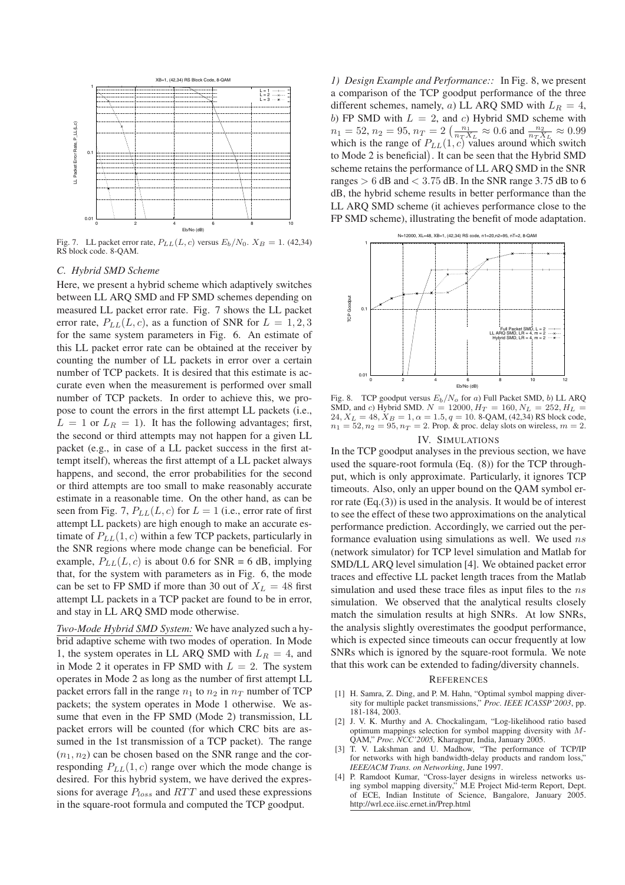XB=1, (42,34) RS Block Code, 8-QAM

1

0.1

0.01

0 2 4 6 8 10

Eb/No (dB)

LL Packet Error Rate, P_LL(L,c)

L = 1
L = 2
L = 3

Fig. 7. LL packet error rate, $P_{LL}(L, c)$ versus $E_b/N_0$. $X_B = 1$. (42,34) RS block code. 8-QAM.

### C. Hybrid SMD Scheme

Here, we present a hybrid scheme which adaptively switches between LL ARQ SMD and FP SMD schemes depending on measured LL packet error rate. Fig. 7 shows the LL packet error rate, $P_{LL}(L, c)$, as a function of SNR for $L = 1, 2, 3$ for the same system parameters in Fig. 6. An estimate of this LL packet error rate can be obtained at the receiver by counting the number of LL packets in error over a certain number of TCP packets. It is desired that this estimate is accurate even when the measurement is performed over small number of TCP packets. In order to achieve this, we propose to count the errors in the first attempt LL packets (i.e., $L = 1$ or $L_R = 1$). It has the following advantages; first, the second or third attempts may not happen for a given LL packet (e.g., in case of a LL packet success in the first attempt itself), whereas the first attempt of a LL packet always happens, and second, the error probabilities for the second or third attempts are too small to make reasonably accurate estimate in a reasonable time. On the other hand, as can be seen from Fig. 7, $P_{LL}(L, c)$ for $L = 1$ (i.e., error rate of first attempt LL packets) are high enough to make an accurate estimate of $P_{LL}(1, c)$ within a few TCP packets, particularly in the SNR regions where mode change can be beneficial. For example, $P_{LL}(L, c)$ is about 0.6 for SNR = 6 dB, implying that, for the system with parameters as in Fig. 6, the mode can be set to FP SMD if more than 30 out of $X_L = 48$ first attempt LL packets in a TCP packet are found to be in error, and stay in LL ARQ SMD mode otherwise.

*Two-Mode Hybrid SMD System:* We have analyzed such a hybrid adaptive scheme with two modes of operation. In Mode 1, the system operates in LL ARQ SMD with $L_R = 4$, and in Mode 2 it operates in FP SMD with $L = 2$. The system operates in Mode 2 as long as the number of first attempt LL packet errors fall in the range $n_1$ to $n_2$ in $n_T$ number of TCP packets; the system operates in Mode 1 otherwise. We assume that even in the FP SMD (Mode 2) transmission, LL packet errors will be counted (for which CRC bits are assumed in the 1st transmission of a TCP packet). The range $(n_1, n_2)$ can be chosen based on the SNR range and the corresponding $P_{LL}(1, c)$ range over which the mode change is desired. For this hybrid system, we have derived the expressions for average $P_{loss}$ and $RTT$ and used these expressions in the square-root formula and computed the TCP goodput.

*1) Design Example and Performance::* In Fig. 8, we present a comparison of the TCP goodput performance of the three different schemes, namely, $a$) LL ARQ SMD with $L_R = 4$, $b$) FP SMD with $L = 2$, and $c$) Hybrid SMD scheme with $n_1 = 52$, $n_2 = 95$, $n_T = 2$ $\left(\frac{n_1}{n_T X_L} \approx 0.6 \text{ and } \frac{n_2}{n_T X_L} \approx 0.99\right.$ which is the range of $P_{LL}(1, c)$ values around which switch to Mode 2 is beneficial$\left.\right)$. It can be seen that the Hybrid SMD scheme retains the performance of LL ARQ SMD in the SNR ranges $> 6$ dB and $< 3.75$ dB. In the SNR range 3.75 dB to 6 dB, the hybrid scheme results in better performance than the LL ARQ SMD scheme (it achieves performance close to the FP SMD scheme), illustrating the benefit of mode adaptation.

N=12000, XL=48, XB=1, (42,34) RS code, n1=20,n2=95, nT=2, 8-QAM

1

0.1

0.01

0 2 4 6 8 10 12

Eb/No (dB)

TCP Goodput

Full Packet SMD, L = 2
LL ARQ SMD, LR = 4, m = 2
Hybrid SMD, LR = 4, m = 2

Fig. 8. TCP goodput versus $E_b/N_o$ for $a$) Full Packet SMD, $b$) LL ARQ SMD, and $c$) Hybrid SMD. $N = 12000$, $H_T = 160$, $N_L = 252$, $H_L = 24$, $X_L = 48$, $X_B = 1$, $\alpha = 1.5$, $q = 10$. 8-QAM, (42,34) RS block code, $n_1 = 52$, $n_2 = 95$, $n_T = 2$. Prop. & proc. delay slots on wireless, $m = 2$.

## IV. SIMULATIONS

In the TCP goodput analyses in the previous section, we have used the square-root formula (Eq. (8)) for the TCP throughput, which is only approximate. Particularly, it ignores TCP timeouts. Also, only an upper bound on the QAM symbol error rate (Eq.(3)) is used in the analysis. It would be of interest to see the effect of these two approximations on the analytical performance prediction. Accordingly, we carried out the performance evaluation using simulations as well. We used *ns* (network simulator) for TCP level simulation and Matlab for SMD/LL ARQ level simulation [4]. We obtained packet error traces and effective LL packet length traces from the Matlab simulation and used these trace files as input files to the *ns* simulation. We observed that the analytical results closely match the simulation results at high SNRs. At low SNRs, the analysis slightly overestimates the goodput performance, which is expected since timeouts can occur frequently at low SNRs which is ignored by the square-root formula. We note that this work can be extended to fading/diversity channels.

## REFERENCES

[1] H. Samra, Z. Ding, and P. M. Hahn, "Optimal symbol mapping diversity for multiple packet transmissions," *Proc. IEEE ICASSP'2003*, pp. 181-184, 2003.

[2] J. V. K. Murthy and A. Chockalingam, "Log-likelihood ratio based optimum mappings selection for symbol mapping diversity with $M$-QAM," *Proc. NCC'2005,* Kharagpur, India, January 2005.

[3] T. V. Lakshman and U. Madhow, "The performance of TCP/IP for networks with high bandwidth-delay products and random loss," *IEEE/ACM Trans. on Networking*, June 1997.

[4] P. Ramdoot Kumar, "Cross-layer designs in wireless networks using symbol mapping diversity," M.E Project Mid-term Report, Dept. of ECE, Indian Institute of Science, Bangalore, January 2005. http://wrl.ece.iisc.ernet.in/Prep.html